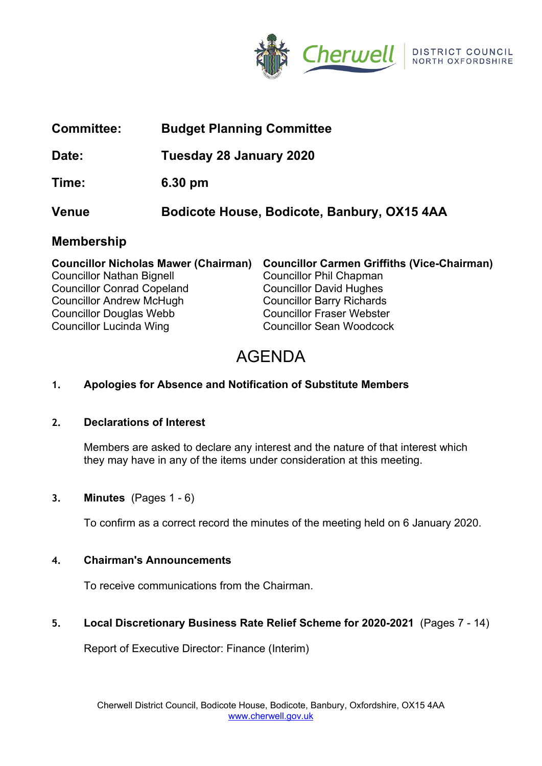| | |
|---|---|
| **Committee:** | **Budget Planning Committee** |
| **Date:** | **Tuesday 28 January 2020** |
| **Time:** | **6.30 pm** |
| **Venue** | **Bodicote House, Bodicote, Banbury, OX15 4AA** |

## Membership

**Councillor Nicholas Mawer (Chairman)**
**Councillor Carmen Griffiths (Vice-Chairman)**
Councillor Nathan Bignell
Councillor Phil Chapman
Councillor Conrad Copeland
Councillor David Hughes
Councillor Andrew McHugh
Councillor Barry Richards
Councillor Douglas Webb
Councillor Fraser Webster
Councillor Lucinda Wing
Councillor Sean Woodcock

# AGENDA

**1. Apologies for Absence and Notification of Substitute Members**

**2. Declarations of Interest**

Members are asked to declare any interest and the nature of that interest which they may have in any of the items under consideration at this meeting.

**3. Minutes** (Pages 1 - 6)

To confirm as a correct record the minutes of the meeting held on 6 January 2020.

**4. Chairman's Announcements**

To receive communications from the Chairman.

**5. Local Discretionary Business Rate Relief Scheme for 2020-2021** (Pages 7 - 14)

Report of Executive Director: Finance (Interim)

Cherwell District Council, Bodicote House, Bodicote, Banbury, Oxfordshire, OX15 4AA
www.cherwell.gov.uk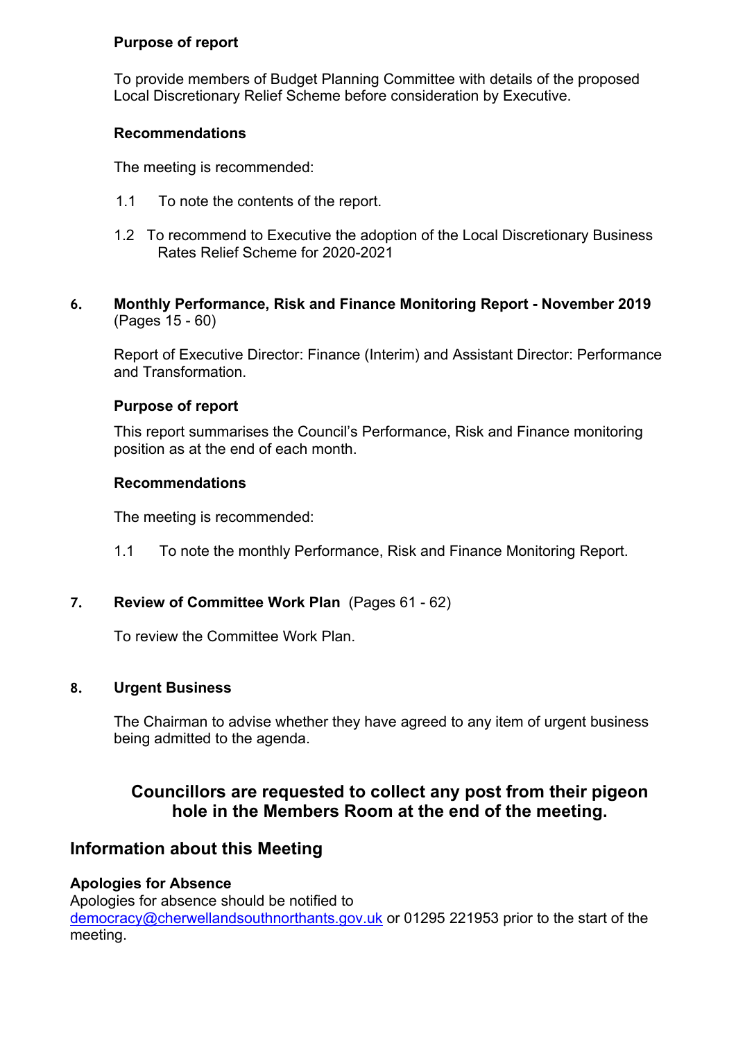**Purpose of report**

To provide members of Budget Planning Committee with details of the proposed Local Discretionary Relief Scheme before consideration by Executive.

**Recommendations**

The meeting is recommended:

1.1 To note the contents of the report.

1.2 To recommend to Executive the adoption of the Local Discretionary Business Rates Relief Scheme for 2020-2021

## 6. Monthly Performance, Risk and Finance Monitoring Report - November 2019 (Pages 15 - 60)

Report of Executive Director: Finance (Interim) and Assistant Director: Performance and Transformation.

**Purpose of report**

This report summarises the Council's Performance, Risk and Finance monitoring position as at the end of each month.

**Recommendations**

The meeting is recommended:

1.1 To note the monthly Performance, Risk and Finance Monitoring Report.

## 7. Review of Committee Work Plan (Pages 61 - 62)

To review the Committee Work Plan.

## 8. Urgent Business

The Chairman to advise whether they have agreed to any item of urgent business being admitted to the agenda.

**Councillors are requested to collect any post from their pigeon hole in the Members Room at the end of the meeting.**

## Information about this Meeting

**Apologies for Absence**

Apologies for absence should be notified to democracy@cherwellandsouthnorthants.gov.uk or 01295 221953 prior to the start of the meeting.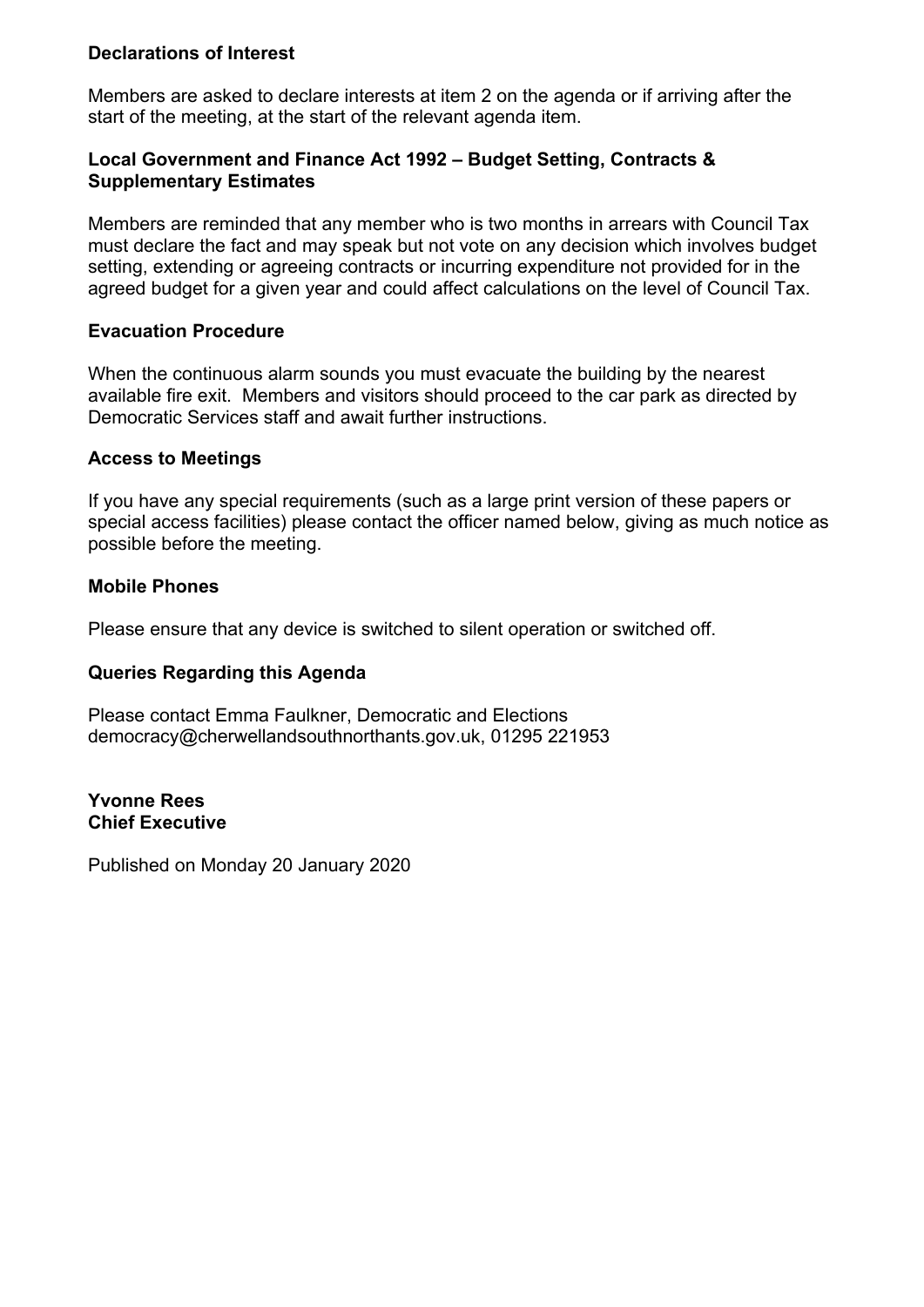**Declarations of Interest**

Members are asked to declare interests at item 2 on the agenda or if arriving after the start of the meeting, at the start of the relevant agenda item.

**Local Government and Finance Act 1992 – Budget Setting, Contracts & Supplementary Estimates**

Members are reminded that any member who is two months in arrears with Council Tax must declare the fact and may speak but not vote on any decision which involves budget setting, extending or agreeing contracts or incurring expenditure not provided for in the agreed budget for a given year and could affect calculations on the level of Council Tax.

**Evacuation Procedure**

When the continuous alarm sounds you must evacuate the building by the nearest available fire exit. Members and visitors should proceed to the car park as directed by Democratic Services staff and await further instructions.

**Access to Meetings**

If you have any special requirements (such as a large print version of these papers or special access facilities) please contact the officer named below, giving as much notice as possible before the meeting.

**Mobile Phones**

Please ensure that any device is switched to silent operation or switched off.

**Queries Regarding this Agenda**

Please contact Emma Faulkner, Democratic and Elections
democracy@cherwellandsouthnorthants.gov.uk, 01295 221953

**Yvonne Rees**
**Chief Executive**

Published on Monday 20 January 2020